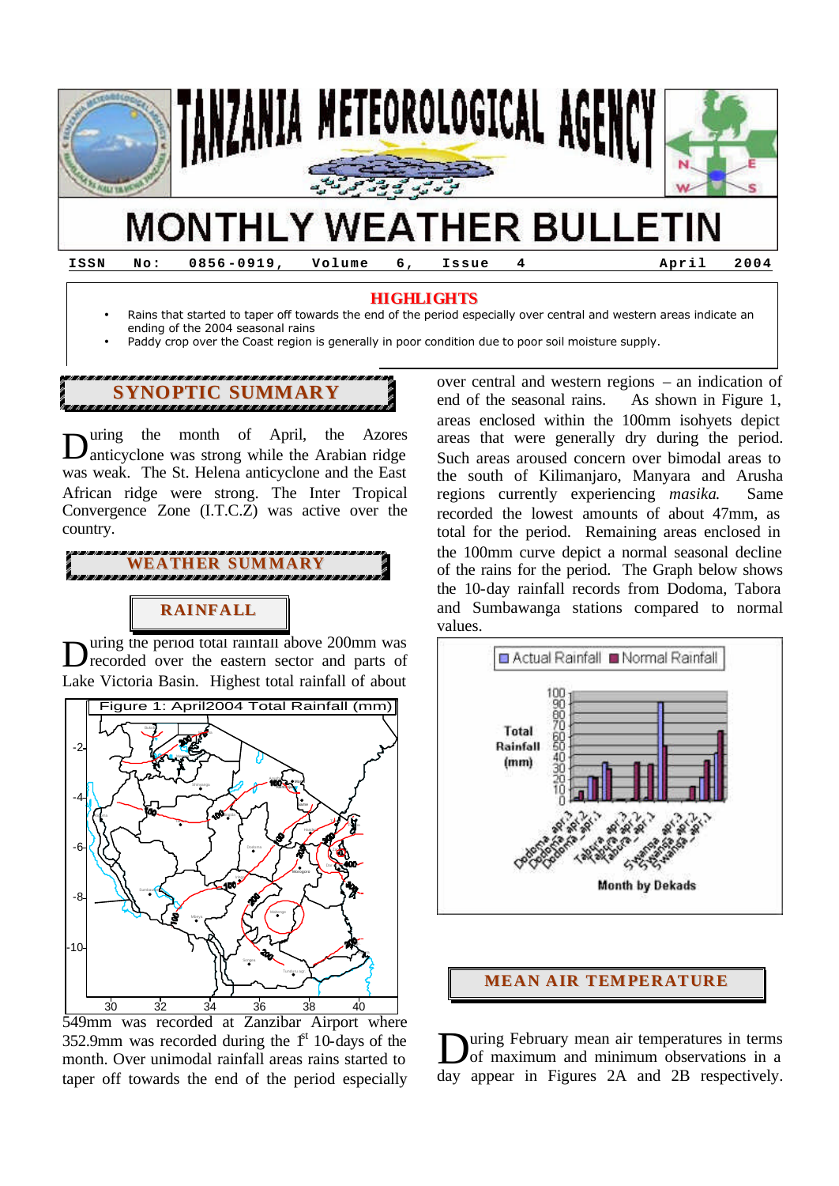# TANZANIA METEOROLOGICAL AGENCY

# MONTHLY WEATHER BULLETIN

ISSN No: 0856-0919, Volume 6, Issue 4 April 2004

## HIGHLIGHTS

- Rains that started to taper off towards the end of the period especially over central and western areas indicate an ending of the 2004 seasonal rains
- Paddy crop over the Coast region is generally in poor condition due to poor soil moisture supply.

## SYNOPTIC SUMMARY

During the month of April, the Azores anticyclone was strong while the Arabian ridge was weak. The St. Helena anticyclone and the East African ridge were strong. The Inter Tropical Convergence Zone (I.T.C.Z) was active over the country.

## WEATHER SUMMARY

### RAINFALL

During the period total rainfall above 200mm was recorded over the eastern sector and parts of Lake Victoria Basin. Highest total rainfall of about 549mm was recorded at Zanzibar Airport where 352.9mm was recorded during the 1st 10-days of the month. Over unimodal rainfall areas rains started to taper off towards the end of the period especially over central and western regions – an indication of end of the seasonal rains. As shown in Figure 1, areas enclosed within the 100mm isohyets depict areas that were generally dry during the period. Such areas aroused concern over bimodal areas to the south of Kilimanjaro, Manyara and Arusha regions currently experiencing *masika*. Same recorded the lowest amounts of about 47mm, as total for the period. Remaining areas enclosed in the 100mm curve depict a normal seasonal decline of the rains for the period. The Graph below shows the 10-day rainfall records from Dodoma, Tabora and Sumbawanga stations compared to normal values.

Figure 1: April2004 Total Rainfall (mm)

### MEAN AIR TEMPERATURE

During February mean air temperatures in terms of maximum and minimum observations in a day appear in Figures 2A and 2B respectively.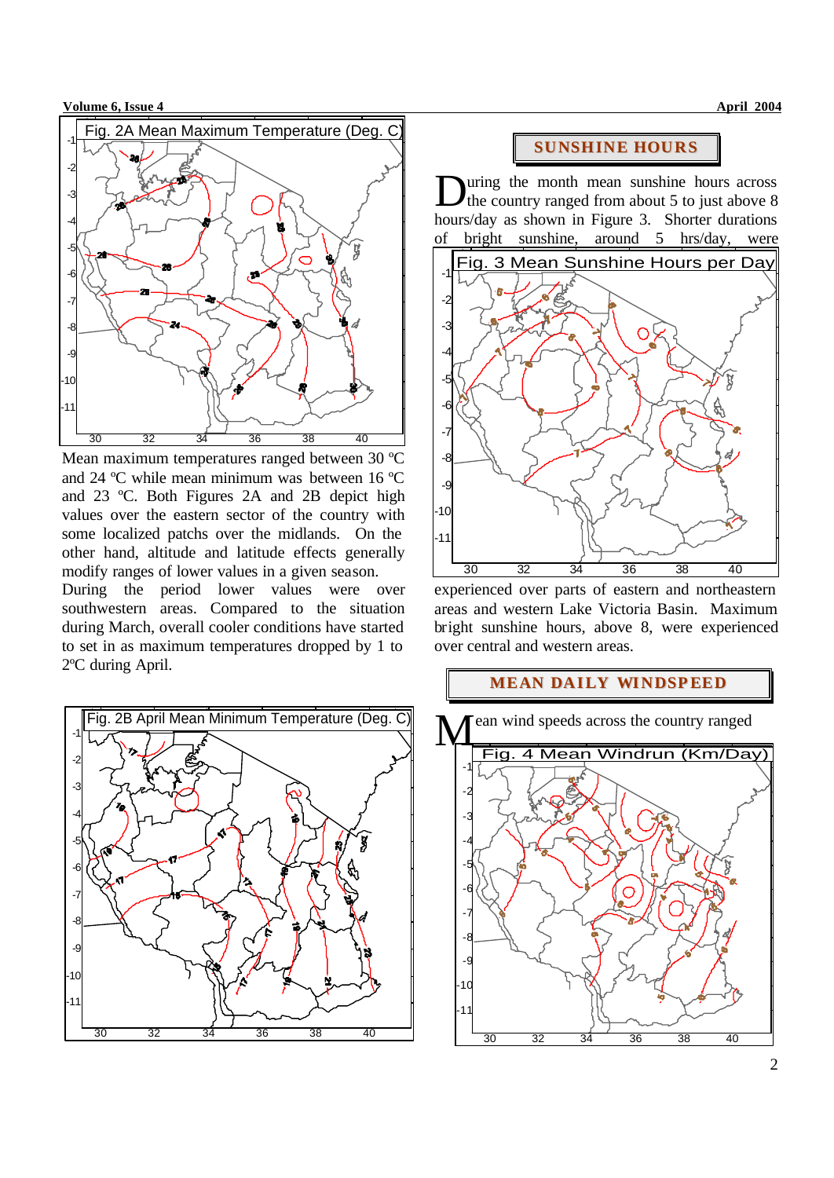Fig. 2A Mean Maximum Temperature (Deg. C)

Mean maximum temperatures ranged between 30 ºC and 24 ºC while mean minimum was between 16 ºC and 23 ºC. Both Figures 2A and 2B depict high values over the eastern sector of the country with some localized patchs over the midlands. On the other hand, altitude and latitude effects generally modify ranges of lower values in a given season. During the period lower values were over southwestern areas. Compared to the situation during March, overall cooler conditions have started to set in as maximum temperatures dropped by 1 to 2ºC during April.

Fig. 2B April Mean Minimum Temperature (Deg. C)

## SUNSHINE HOURS

During the month mean sunshine hours across the country ranged from about 5 to just above 8 hours/day as shown in Figure 3. Shorter durations of bright sunshine, around 5 hrs/day, were experienced over parts of eastern and northeastern areas and western Lake Victoria Basin. Maximum bright sunshine hours, above 8, were experienced over central and western areas.

Fig. 3 Mean Sunshine Hours per Day

## MEAN DAILY WINDSPEED

Mean wind speeds across the country ranged

Fig. 4 Mean Windrun (Km/Day)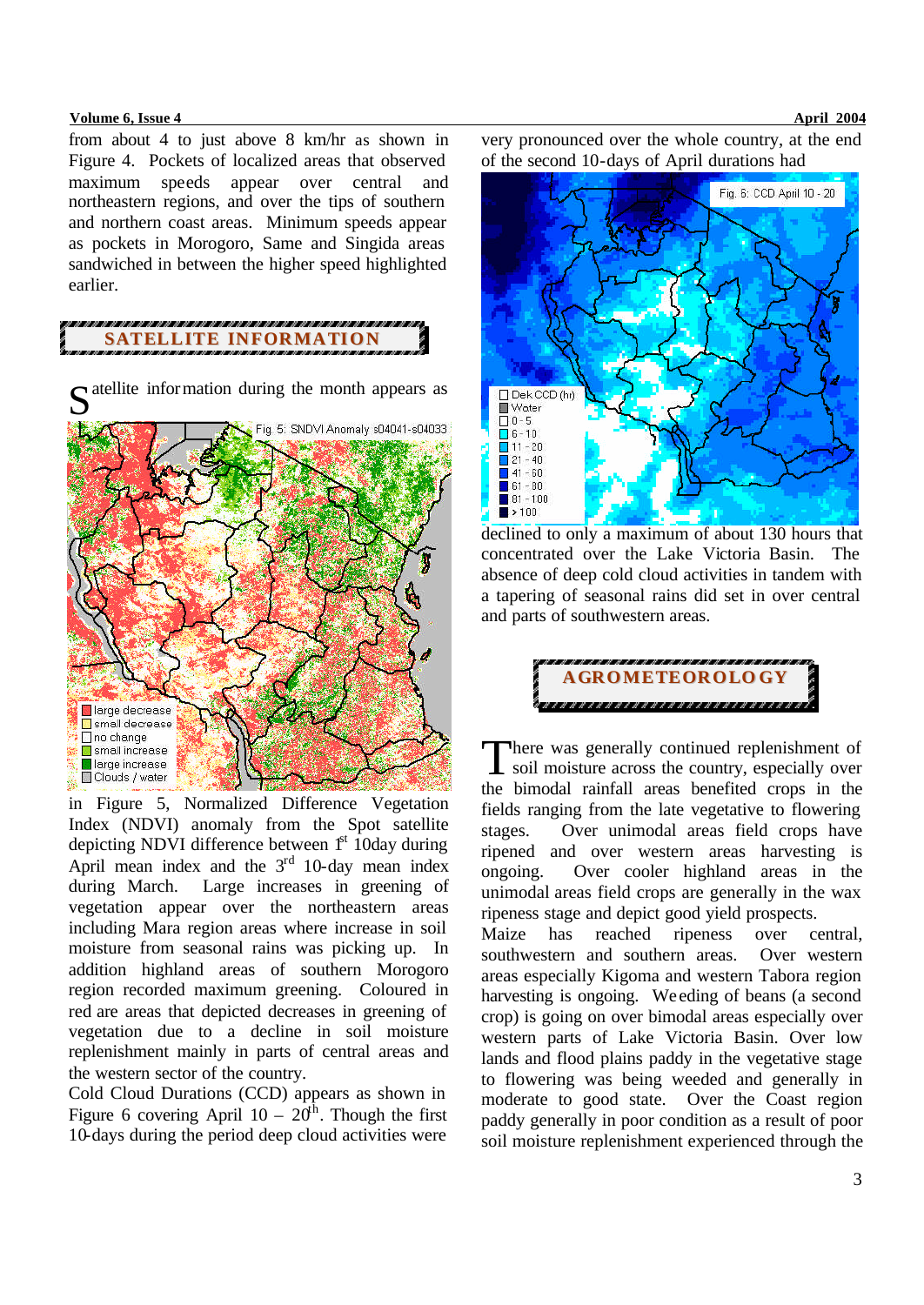from about 4 to just above 8 km/hr as shown in Figure 4. Pockets of localized areas that observed maximum speeds appear over central and northeastern regions, and over the tips of southern and northern coast areas. Minimum speeds appear as pockets in Morogoro, Same and Singida areas sandwiched in between the higher speed highlighted earlier.

## SATELLITE INFORMATION

Satellite information during the month appears as in Figure 5, Normalized Difference Vegetation Index (NDVI) anomaly from the Spot satellite depicting NDVI difference between 1st 10day during April mean index and the 3rd 10-day mean index during March. Large increases in greening of vegetation appear over the northeastern areas including Mara region areas where increase in soil moisture from seasonal rains was picking up. In addition highland areas of southern Morogoro region recorded maximum greening. Coloured in red are areas that depicted decreases in greening of vegetation due to a decline in soil moisture replenishment mainly in parts of central areas and the western sector of the country.

Cold Cloud Durations (CCD) appears as shown in Figure 6 covering April 10 – 20th. Though the first 10-days during the period deep cloud activities were very pronounced over the whole country, at the end of the second 10-days of April durations had declined to only a maximum of about 130 hours that concentrated over the Lake Victoria Basin. The absence of deep cold cloud activities in tandem with a tapering of seasonal rains did set in over central and parts of southwestern areas.

## AGROMETEOROLOGY

There was generally continued replenishment of soil moisture across the country, especially over the bimodal rainfall areas benefited crops in the fields ranging from the late vegetative to flowering stages. Over unimodal areas field crops have ripened and over western areas harvesting is ongoing. Over cooler highland areas in the unimodal areas field crops are generally in the wax ripeness stage and depict good yield prospects.

Maize has reached ripeness over central, southwestern and southern areas. Over western areas especially Kigoma and western Tabora region harvesting is ongoing. Weeding of beans (a second crop) is going on over bimodal areas especially over western parts of Lake Victoria Basin. Over low lands and flood plains paddy in the vegetative stage to flowering was being weeded and generally in moderate to good state. Over the Coast region paddy generally in poor condition as a result of poor soil moisture replenishment experienced through the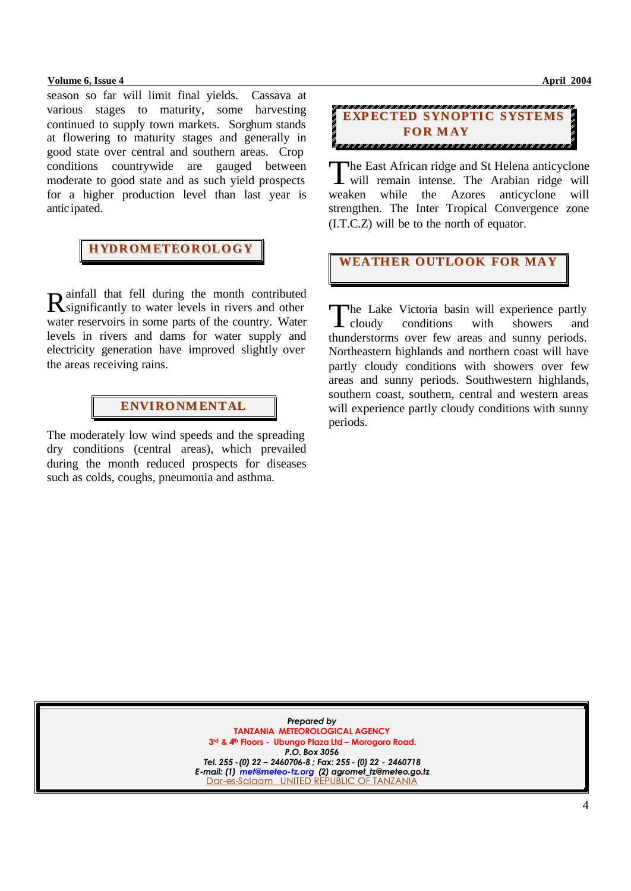season so far will limit final yields. Cassava at various stages to maturity, some harvesting continued to supply town markets. Sorghum stands at flowering to maturity stages and generally in good state over central and southern areas. Crop conditions countrywide are gauged between moderate to good state and as such yield prospects for a higher production level than last year is anticipated.

## HYDROMETEOROLOGY

Rainfall that fell during the month contributed significantly to water levels in rivers and other water reservoirs in some parts of the country. Water levels in rivers and dams for water supply and electricity generation have improved slightly over the areas receiving rains.

## ENVIRONMENTAL

The moderately low wind speeds and the spreading dry conditions (central areas), which prevailed during the month reduced prospects for diseases such as colds, coughs, pneumonia and asthma.

## EXPECTED SYNOPTIC SYSTEMS FOR MAY

The East African ridge and St Helena anticyclone will remain intense. The Arabian ridge will weaken while the Azores anticyclone will strengthen. The Inter Tropical Convergence zone (I.T.C.Z) will be to the north of equator.

## WEATHER OUTLOOK FOR MAY

The Lake Victoria basin will experience partly cloudy conditions with showers and thunderstorms over few areas and sunny periods. Northeastern highlands and northern coast will have partly cloudy conditions with showers over few areas and sunny periods. Southwestern highlands, southern coast, southern, central and western areas will experience partly cloudy conditions with sunny periods.

---

*Prepared by*
**TANZANIA METEOROLOGICAL AGENCY**
**3rd & 4th Floors - Ubungo Plaza Ltd – Morogoro Road.**
***P.O. Box 3056***
***Tel. 255 - (0) 22 – 2460706-8 ; Fax: 255 - (0) 22 - 2460718***
***E-mail: (1) met@meteo-tz.org (2) agromet_tz@meteo.go.tz***
Dar-es-Salaam UNITED REPUBLIC OF TANZANIA